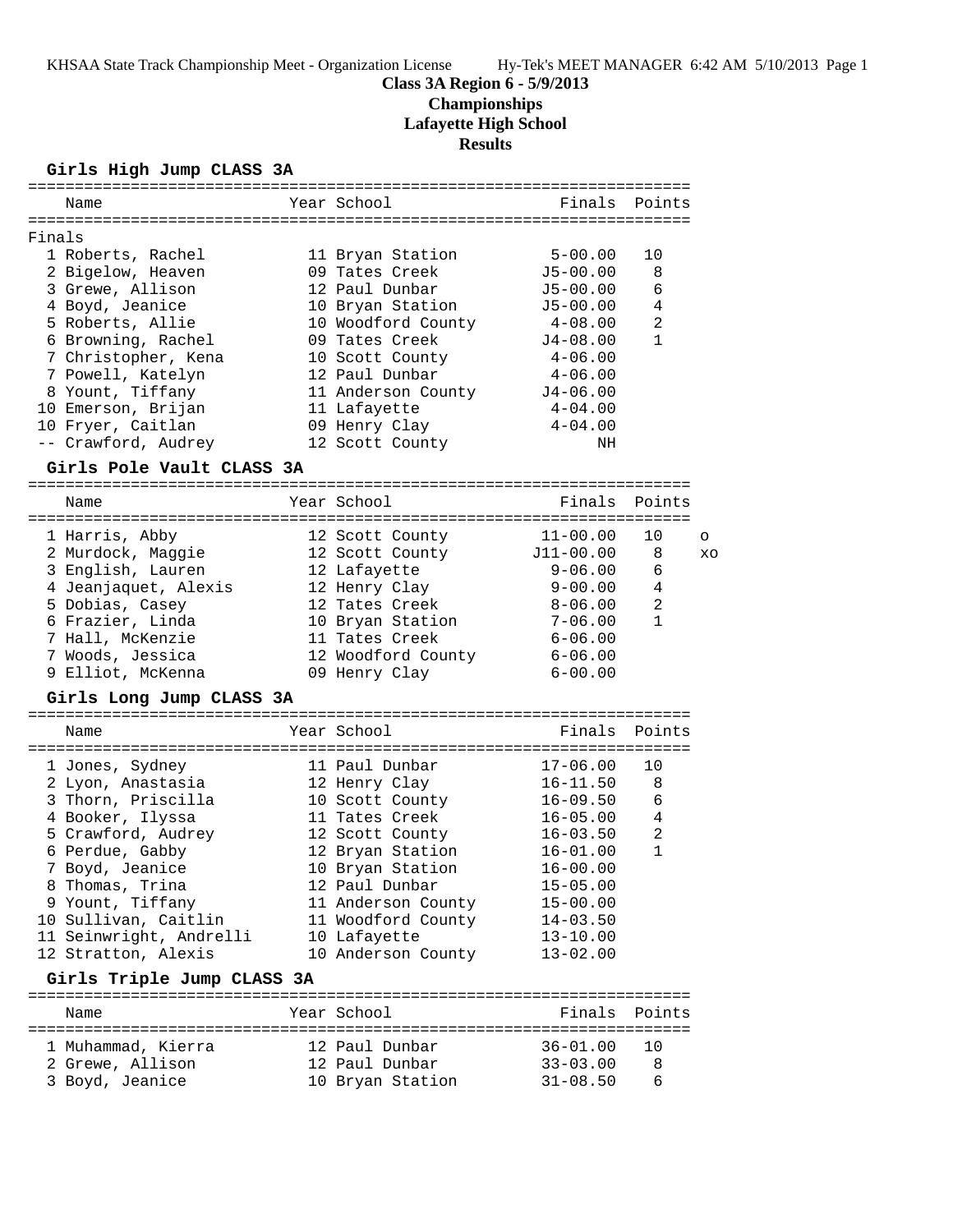KHSAA State Track Championship Meet - Organization License Hy-Tek's MEET MANAGER 6:42 AM 5/10/2013

# Class 3A Region 6 - 5/9/2013

## Championships

## Lafayette High School

## Results

### Girls High Jump CLASS 3A

Finals

| | Name | Year | School | Finals | Points |
|---|---|---|---|---|---|
| 1 | Roberts, Rachel | 11 | Bryan Station | 5-00.00 | 10 |
| 2 | Bigelow, Heaven | 09 | Tates Creek | J5-00.00 | 8 |
| 3 | Grewe, Allison | 12 | Paul Dunbar | J5-00.00 | 6 |
| 4 | Boyd, Jeanice | 10 | Bryan Station | J5-00.00 | 4 |
| 5 | Roberts, Allie | 10 | Woodford County | 4-08.00 | 2 |
| 6 | Browning, Rachel | 09 | Tates Creek | J4-08.00 | 1 |
| 7 | Christopher, Kena | 10 | Scott County | 4-06.00 | |
| 7 | Powell, Katelyn | 12 | Paul Dunbar | 4-06.00 | |
| 8 | Yount, Tiffany | 11 | Anderson County | J4-06.00 | |
| 10 | Emerson, Brijan | 11 | Lafayette | 4-04.00 | |
| 10 | Fryer, Caitlan | 09 | Henry Clay | 4-04.00 | |
| -- | Crawford, Audrey | 12 | Scott County | NH | |

### Girls Pole Vault CLASS 3A

| | Name | Year | School | Finals | Points | |
|---|---|---|---|---|---|---|
| 1 | Harris, Abby | 12 | Scott County | 11-00.00 | 10 | o |
| 2 | Murdock, Maggie | 12 | Scott County | J11-00.00 | 8 | xo |
| 3 | English, Lauren | 12 | Lafayette | 9-06.00 | 6 | |
| 4 | Jeanjaquet, Alexis | 12 | Henry Clay | 9-00.00 | 4 | |
| 5 | Dobias, Casey | 12 | Tates Creek | 8-06.00 | 2 | |
| 6 | Frazier, Linda | 10 | Bryan Station | 7-06.00 | 1 | |
| 7 | Hall, McKenzie | 11 | Tates Creek | 6-06.00 | | |
| 7 | Woods, Jessica | 12 | Woodford County | 6-06.00 | | |
| 9 | Elliot, McKenna | 09 | Henry Clay | 6-00.00 | | |

### Girls Long Jump CLASS 3A

| | Name | Year | School | Finals | Points |
|---|---|---|---|---|---|
| 1 | Jones, Sydney | 11 | Paul Dunbar | 17-06.00 | 10 |
| 2 | Lyon, Anastasia | 12 | Henry Clay | 16-11.50 | 8 |
| 3 | Thorn, Priscilla | 10 | Scott County | 16-09.50 | 6 |
| 4 | Booker, Ilyssa | 11 | Tates Creek | 16-05.00 | 4 |
| 5 | Crawford, Audrey | 12 | Scott County | 16-03.50 | 2 |
| 6 | Perdue, Gabby | 12 | Bryan Station | 16-01.00 | 1 |
| 7 | Boyd, Jeanice | 10 | Bryan Station | 16-00.00 | |
| 8 | Thomas, Trina | 12 | Paul Dunbar | 15-05.00 | |
| 9 | Yount, Tiffany | 11 | Anderson County | 15-00.00 | |
| 10 | Sullivan, Caitlin | 11 | Woodford County | 14-03.50 | |
| 11 | Seinwright, Andrelli | 10 | Lafayette | 13-10.00 | |
| 12 | Stratton, Alexis | 10 | Anderson County | 13-02.00 | |

### Girls Triple Jump CLASS 3A

| | Name | Year | School | Finals | Points |
|---|---|---|---|---|---|
| 1 | Muhammad, Kierra | 12 | Paul Dunbar | 36-01.00 | 10 |
| 2 | Grewe, Allison | 12 | Paul Dunbar | 33-03.00 | 8 |
| 3 | Boyd, Jeanice | 10 | Bryan Station | 31-08.50 | 6 |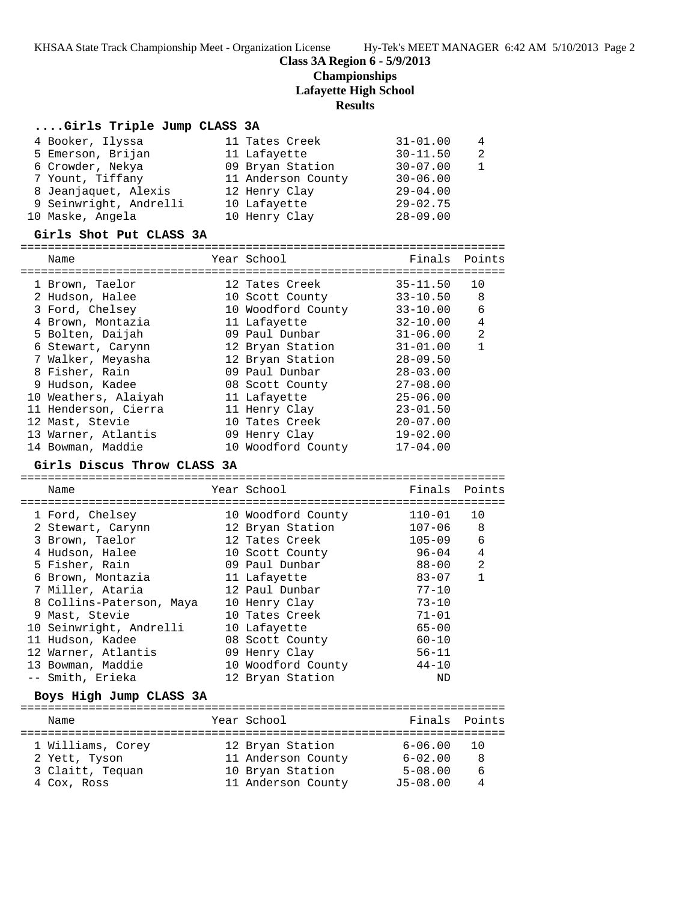# Class 3A Region 6 - 5/9/2013
## Championships
## Lafayette High School
## Results

### ....Girls Triple Jump CLASS 3A

| Place | Name | Year | School | Finals | Points |
|---|---|---|---|---|---|
| 4 | Booker, Ilyssa | 11 | Tates Creek | 31-01.00 | 4 |
| 5 | Emerson, Brijan | 11 | Lafayette | 30-11.50 | 2 |
| 6 | Crowder, Nekya | 09 | Bryan Station | 30-07.00 | 1 |
| 7 | Yount, Tiffany | 11 | Anderson County | 30-06.00 | |
| 8 | Jeanjaquet, Alexis | 12 | Henry Clay | 29-04.00 | |
| 9 | Seinwright, Andrelli | 10 | Lafayette | 29-02.75 | |
| 10 | Maske, Angela | 10 | Henry Clay | 28-09.00 | |

### Girls Shot Put CLASS 3A

| Place | Name | Year | School | Finals | Points |
|---|---|---|---|---|---|
| 1 | Brown, Taelor | 12 | Tates Creek | 35-11.50 | 10 |
| 2 | Hudson, Halee | 10 | Scott County | 33-10.50 | 8 |
| 3 | Ford, Chelsey | 10 | Woodford County | 33-10.00 | 6 |
| 4 | Brown, Montazia | 11 | Lafayette | 32-10.00 | 4 |
| 5 | Bolten, Daijah | 09 | Paul Dunbar | 31-06.00 | 2 |
| 6 | Stewart, Carynn | 12 | Bryan Station | 31-01.00 | 1 |
| 7 | Walker, Meyasha | 12 | Bryan Station | 28-09.50 | |
| 8 | Fisher, Rain | 09 | Paul Dunbar | 28-03.00 | |
| 9 | Hudson, Kadee | 08 | Scott County | 27-08.00 | |
| 10 | Weathers, Alaiyah | 11 | Lafayette | 25-06.00 | |
| 11 | Henderson, Cierra | 11 | Henry Clay | 23-01.50 | |
| 12 | Mast, Stevie | 10 | Tates Creek | 20-07.00 | |
| 13 | Warner, Atlantis | 09 | Henry Clay | 19-02.00 | |
| 14 | Bowman, Maddie | 10 | Woodford County | 17-04.00 | |

### Girls Discus Throw CLASS 3A

| Place | Name | Year | School | Finals | Points |
|---|---|---|---|---|---|
| 1 | Ford, Chelsey | 10 | Woodford County | 110-01 | 10 |
| 2 | Stewart, Carynn | 12 | Bryan Station | 107-06 | 8 |
| 3 | Brown, Taelor | 12 | Tates Creek | 105-09 | 6 |
| 4 | Hudson, Halee | 10 | Scott County | 96-04 | 4 |
| 5 | Fisher, Rain | 09 | Paul Dunbar | 88-00 | 2 |
| 6 | Brown, Montazia | 11 | Lafayette | 83-07 | 1 |
| 7 | Miller, Ataria | 12 | Paul Dunbar | 77-10 | |
| 8 | Collins-Paterson, Maya | 10 | Henry Clay | 73-10 | |
| 9 | Mast, Stevie | 10 | Tates Creek | 71-01 | |
| 10 | Seinwright, Andrelli | 10 | Lafayette | 65-00 | |
| 11 | Hudson, Kadee | 08 | Scott County | 60-10 | |
| 12 | Warner, Atlantis | 09 | Henry Clay | 56-11 | |
| 13 | Bowman, Maddie | 10 | Woodford County | 44-10 | |
| -- | Smith, Erieka | 12 | Bryan Station | ND | |

### Boys High Jump CLASS 3A

| Place | Name | Year | School | Finals | Points |
|---|---|---|---|---|---|
| 1 | Williams, Corey | 12 | Bryan Station | 6-06.00 | 10 |
| 2 | Yett, Tyson | 11 | Anderson County | 6-02.00 | 8 |
| 3 | Claitt, Tequan | 10 | Bryan Station | 5-08.00 | 6 |
| 4 | Cox, Ross | 11 | Anderson County | J5-08.00 | 4 |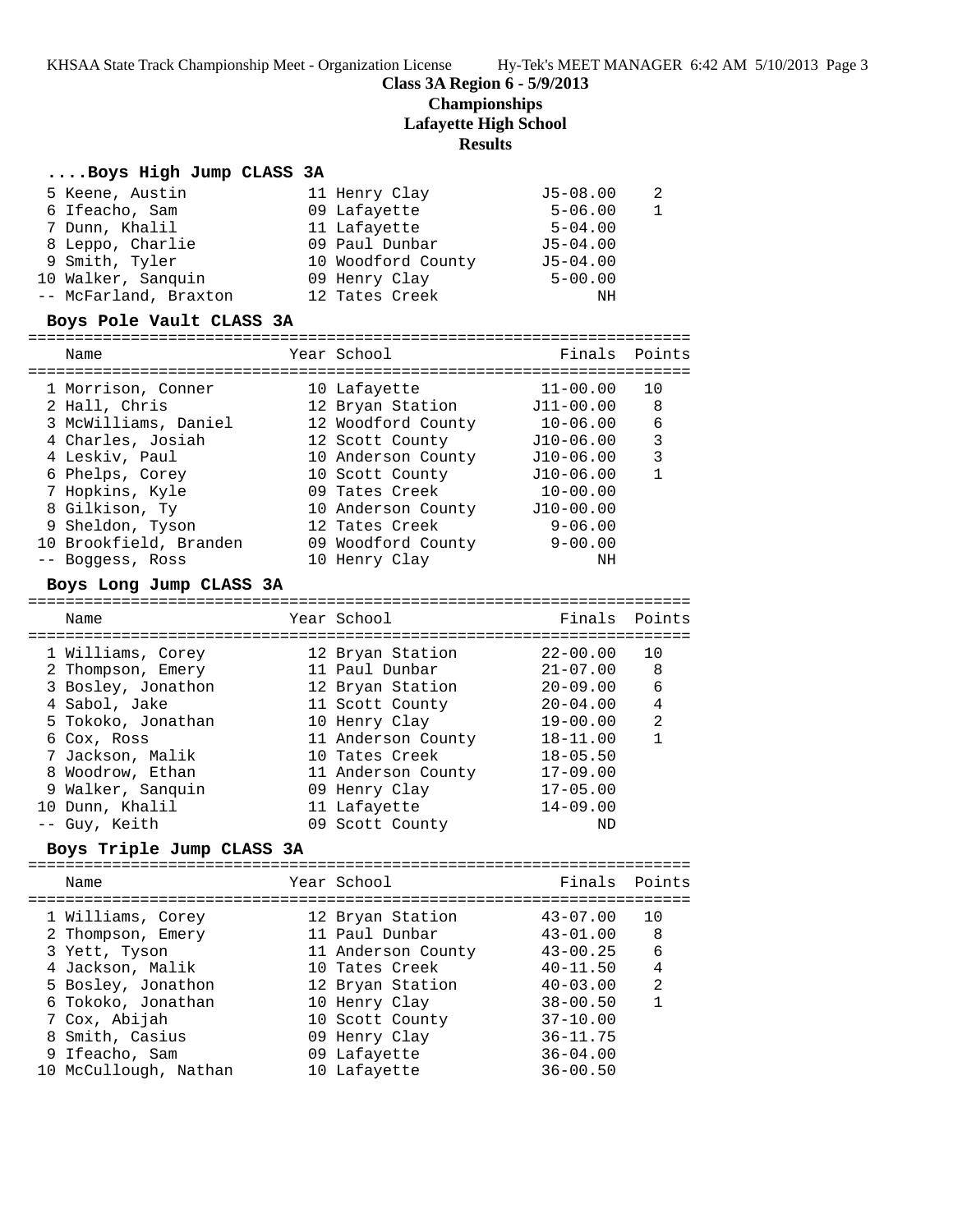**Class 3A Region 6 - 5/9/2013**
**Championships**
**Lafayette High School**
**Results**

### ....Boys High Jump CLASS 3A

| Name | Year | School | Finals | Points |
|---|---|---|---|---|
| 5 Keene, Austin | 11 | Henry Clay | J5-08.00 | 2 |
| 6 Ifeacho, Sam | 09 | Lafayette | 5-06.00 | 1 |
| 7 Dunn, Khalil | 11 | Lafayette | 5-04.00 | |
| 8 Leppo, Charlie | 09 | Paul Dunbar | J5-04.00 | |
| 9 Smith, Tyler | 10 | Woodford County | J5-04.00 | |
| 10 Walker, Sanquin | 09 | Henry Clay | 5-00.00 | |
| -- McFarland, Braxton | 12 | Tates Creek | NH | |

### Boys Pole Vault CLASS 3A

| Name | Year | School | Finals | Points |
|---|---|---|---|---|
| 1 Morrison, Conner | 10 | Lafayette | 11-00.00 | 10 |
| 2 Hall, Chris | 12 | Bryan Station | J11-00.00 | 8 |
| 3 McWilliams, Daniel | 12 | Woodford County | 10-06.00 | 6 |
| 4 Charles, Josiah | 12 | Scott County | J10-06.00 | 3 |
| 4 Leskiv, Paul | 10 | Anderson County | J10-06.00 | 3 |
| 6 Phelps, Corey | 10 | Scott County | J10-06.00 | 1 |
| 7 Hopkins, Kyle | 09 | Tates Creek | 10-00.00 | |
| 8 Gilkison, Ty | 10 | Anderson County | J10-00.00 | |
| 9 Sheldon, Tyson | 12 | Tates Creek | 9-06.00 | |
| 10 Brookfield, Branden | 09 | Woodford County | 9-00.00 | |
| -- Boggess, Ross | 10 | Henry Clay | NH | |

### Boys Long Jump CLASS 3A

| Name | Year | School | Finals | Points |
|---|---|---|---|---|
| 1 Williams, Corey | 12 | Bryan Station | 22-00.00 | 10 |
| 2 Thompson, Emery | 11 | Paul Dunbar | 21-07.00 | 8 |
| 3 Bosley, Jonathon | 12 | Bryan Station | 20-09.00 | 6 |
| 4 Sabol, Jake | 11 | Scott County | 20-04.00 | 4 |
| 5 Tokoko, Jonathan | 10 | Henry Clay | 19-00.00 | 2 |
| 6 Cox, Ross | 11 | Anderson County | 18-11.00 | 1 |
| 7 Jackson, Malik | 10 | Tates Creek | 18-05.50 | |
| 8 Woodrow, Ethan | 11 | Anderson County | 17-09.00 | |
| 9 Walker, Sanquin | 09 | Henry Clay | 17-05.00 | |
| 10 Dunn, Khalil | 11 | Lafayette | 14-09.00 | |
| -- Guy, Keith | 09 | Scott County | ND | |

### Boys Triple Jump CLASS 3A

| Name | Year | School | Finals | Points |
|---|---|---|---|---|
| 1 Williams, Corey | 12 | Bryan Station | 43-07.00 | 10 |
| 2 Thompson, Emery | 11 | Paul Dunbar | 43-01.00 | 8 |
| 3 Yett, Tyson | 11 | Anderson County | 43-00.25 | 6 |
| 4 Jackson, Malik | 10 | Tates Creek | 40-11.50 | 4 |
| 5 Bosley, Jonathon | 12 | Bryan Station | 40-03.00 | 2 |
| 6 Tokoko, Jonathan | 10 | Henry Clay | 38-00.50 | 1 |
| 7 Cox, Abijah | 10 | Scott County | 37-10.00 | |
| 8 Smith, Casius | 09 | Henry Clay | 36-11.75 | |
| 9 Ifeacho, Sam | 09 | Lafayette | 36-04.00 | |
| 10 McCullough, Nathan | 10 | Lafayette | 36-00.50 | |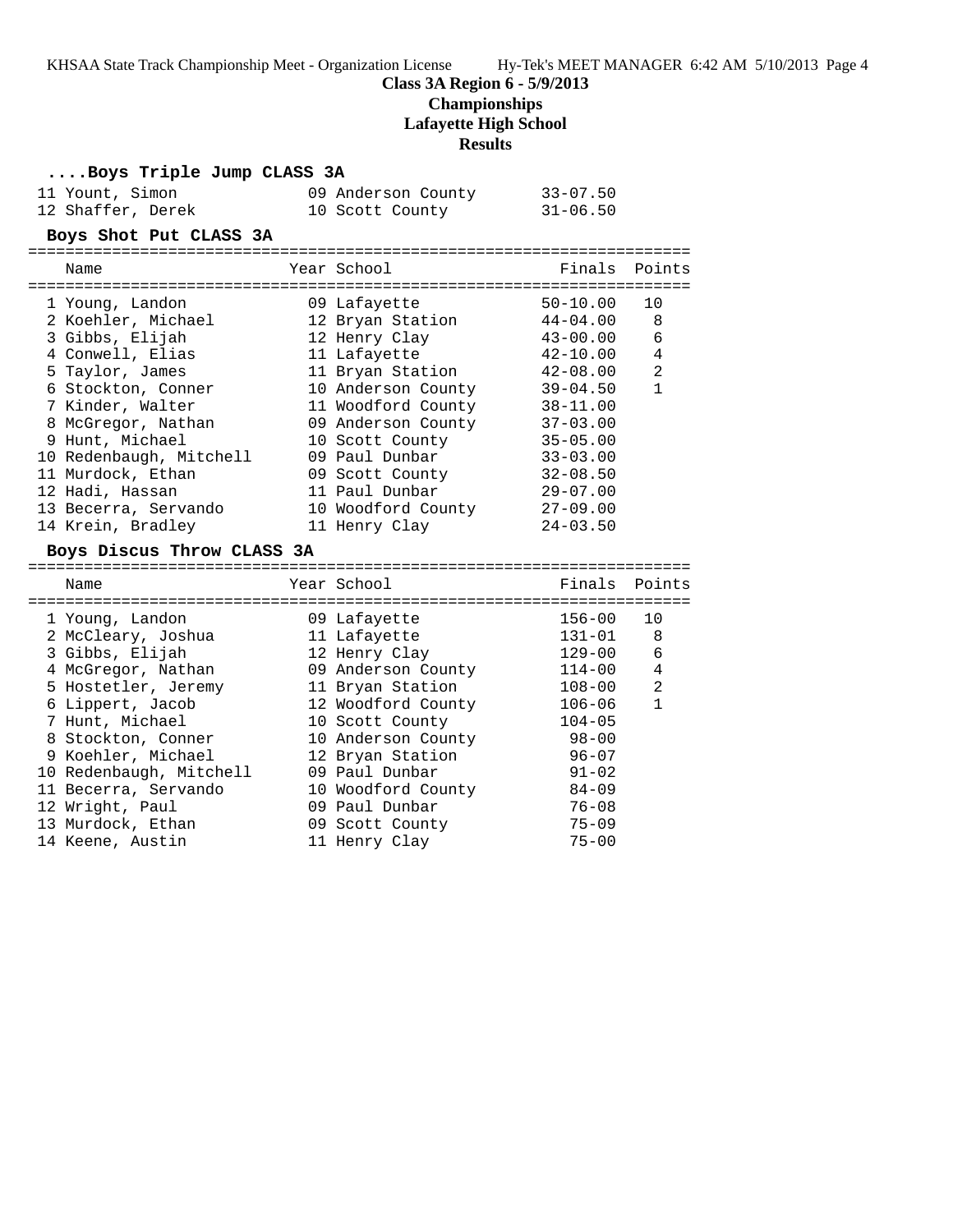**Class 3A Region 6 - 5/9/2013**

**Championships**

**Lafayette High School**

**Results**

### ....Boys Triple Jump CLASS 3A

| | | | | |
|---|---|---|---|---|
| 11 | Yount, Simon | 09 | Anderson County | 33-07.50 |
| 12 | Shaffer, Derek | 10 | Scott County | 31-06.50 |

### Boys Shot Put CLASS 3A

| | Name | Year | School | Finals | Points |
|---|---|---|---|---|---|
| 1 | Young, Landon | 09 | Lafayette | 50-10.00 | 10 |
| 2 | Koehler, Michael | 12 | Bryan Station | 44-04.00 | 8 |
| 3 | Gibbs, Elijah | 12 | Henry Clay | 43-00.00 | 6 |
| 4 | Conwell, Elias | 11 | Lafayette | 42-10.00 | 4 |
| 5 | Taylor, James | 11 | Bryan Station | 42-08.00 | 2 |
| 6 | Stockton, Conner | 10 | Anderson County | 39-04.50 | 1 |
| 7 | Kinder, Walter | 11 | Woodford County | 38-11.00 | |
| 8 | McGregor, Nathan | 09 | Anderson County | 37-03.00 | |
| 9 | Hunt, Michael | 10 | Scott County | 35-05.00 | |
| 10 | Redenbaugh, Mitchell | 09 | Paul Dunbar | 33-03.00 | |
| 11 | Murdock, Ethan | 09 | Scott County | 32-08.50 | |
| 12 | Hadi, Hassan | 11 | Paul Dunbar | 29-07.00 | |
| 13 | Becerra, Servando | 10 | Woodford County | 27-09.00 | |
| 14 | Krein, Bradley | 11 | Henry Clay | 24-03.50 | |

### Boys Discus Throw CLASS 3A

| | Name | Year | School | Finals | Points |
|---|---|---|---|---|---|
| 1 | Young, Landon | 09 | Lafayette | 156-00 | 10 |
| 2 | McCleary, Joshua | 11 | Lafayette | 131-01 | 8 |
| 3 | Gibbs, Elijah | 12 | Henry Clay | 129-00 | 6 |
| 4 | McGregor, Nathan | 09 | Anderson County | 114-00 | 4 |
| 5 | Hostetler, Jeremy | 11 | Bryan Station | 108-00 | 2 |
| 6 | Lippert, Jacob | 12 | Woodford County | 106-06 | 1 |
| 7 | Hunt, Michael | 10 | Scott County | 104-05 | |
| 8 | Stockton, Conner | 10 | Anderson County | 98-00 | |
| 9 | Koehler, Michael | 12 | Bryan Station | 96-07 | |
| 10 | Redenbaugh, Mitchell | 09 | Paul Dunbar | 91-02 | |
| 11 | Becerra, Servando | 10 | Woodford County | 84-09 | |
| 12 | Wright, Paul | 09 | Paul Dunbar | 76-08 | |
| 13 | Murdock, Ethan | 09 | Scott County | 75-09 | |
| 14 | Keene, Austin | 11 | Henry Clay | 75-00 | |